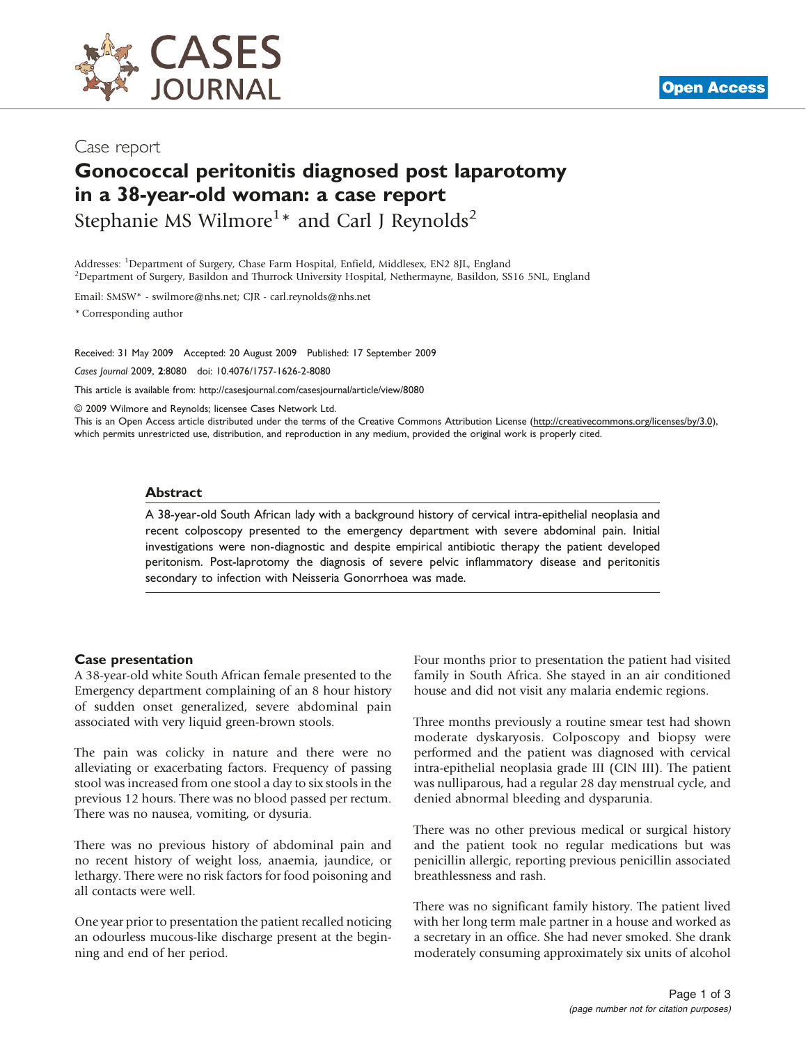Case report

# Gonococcal peritonitis diagnosed post laparotomy in a 38-year-old woman: a case report

Stephanie MS Wilmore[1]* and Carl J Reynolds[2]

Addresses: [1]Department of Surgery, Chase Farm Hospital, Enfield, Middlesex, EN2 8JL, England
[2]Department of Surgery, Basildon and Thurrock University Hospital, Nethermayne, Basildon, SS16 5NL, England

Email: SMSW* - swilmore@nhs.net; CJR - carl.reynolds@nhs.net

* Corresponding author

Received: 31 May 2009 Accepted: 20 August 2009 Published: 17 September 2009

*Cases Journal* 2009, **2**:8080 doi: 10.4076/1757-1626-2-8080

This article is available from: http://casesjournal.com/casesjournal/article/view/8080

© 2009 Wilmore and Reynolds; licensee Cases Network Ltd.
This is an Open Access article distributed under the terms of the Creative Commons Attribution License (http://creativecommons.org/licenses/by/3.0), which permits unrestricted use, distribution, and reproduction in any medium, provided the original work is properly cited.

## Abstract

A 38-year-old South African lady with a background history of cervical intra-epithelial neoplasia and recent colposcopy presented to the emergency department with severe abdominal pain. Initial investigations were non-diagnostic and despite empirical antibiotic therapy the patient developed peritonism. Post-laprotomy the diagnosis of severe pelvic inflammatory disease and peritonitis secondary to infection with Neisseria Gonorrhoea was made.

## Case presentation

A 38-year-old white South African female presented to the Emergency department complaining of an 8 hour history of sudden onset generalized, severe abdominal pain associated with very liquid green-brown stools.

The pain was colicky in nature and there were no alleviating or exacerbating factors. Frequency of passing stool was increased from one stool a day to six stools in the previous 12 hours. There was no blood passed per rectum. There was no nausea, vomiting, or dysuria.

There was no previous history of abdominal pain and no recent history of weight loss, anaemia, jaundice, or lethargy. There were no risk factors for food poisoning and all contacts were well.

One year prior to presentation the patient recalled noticing an odourless mucous-like discharge present at the beginning and end of her period.

Four months prior to presentation the patient had visited family in South Africa. She stayed in an air conditioned house and did not visit any malaria endemic regions.

Three months previously a routine smear test had shown moderate dyskaryosis. Colposcopy and biopsy were performed and the patient was diagnosed with cervical intra-epithelial neoplasia grade III (CIN III). The patient was nulliparous, had a regular 28 day menstrual cycle, and denied abnormal bleeding and dysparunia.

There was no other previous medical or surgical history and the patient took no regular medications but was penicillin allergic, reporting previous penicillin associated breathlessness and rash.

There was no significant family history. The patient lived with her long term male partner in a house and worked as a secretary in an office. She had never smoked. She drank moderately consuming approximately six units of alcohol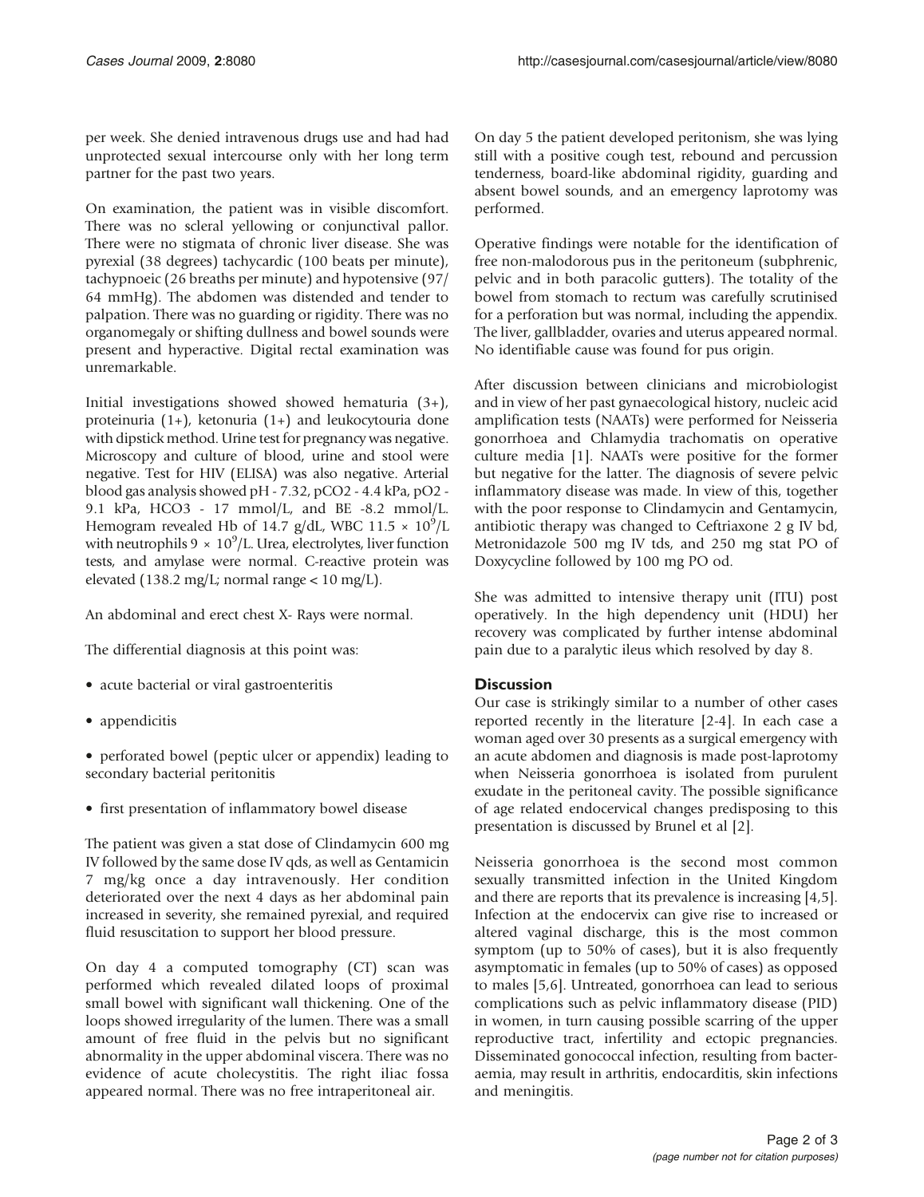per week. She denied intravenous drugs use and had had unprotected sexual intercourse only with her long term partner for the past two years.

On examination, the patient was in visible discomfort. There was no scleral yellowing or conjunctival pallor. There were no stigmata of chronic liver disease. She was pyrexial (38 degrees) tachycardic (100 beats per minute), tachypnoeic (26 breaths per minute) and hypotensive (97/64 mmHg). The abdomen was distended and tender to palpation. There was no guarding or rigidity. There was no organomegaly or shifting dullness and bowel sounds were present and hyperactive. Digital rectal examination was unremarkable.

Initial investigations showed showed hematuria (3+), proteinuria (1+), ketonuria (1+) and leukocytouria done with dipstick method. Urine test for pregnancy was negative. Microscopy and culture of blood, urine and stool were negative. Test for HIV (ELISA) was also negative. Arterial blood gas analysis showed pH - 7.32, pCO2 - 4.4 kPa, pO2 - 9.1 kPa, HCO3 - 17 mmol/L, and BE -8.2 mmol/L. Hemogram revealed Hb of 14.7 g/dL, WBC 11.5 × $10^9$/L with neutrophils 9 × $10^9$/L. Urea, electrolytes, liver function tests, and amylase were normal. C-reactive protein was elevated (138.2 mg/L; normal range < 10 mg/L).

An abdominal and erect chest X- Rays were normal.

The differential diagnosis at this point was:

- acute bacterial or viral gastroenteritis
- appendicitis
- perforated bowel (peptic ulcer or appendix) leading to secondary bacterial peritonitis
- first presentation of inflammatory bowel disease

The patient was given a stat dose of Clindamycin 600 mg IV followed by the same dose IV qds, as well as Gentamicin 7 mg/kg once a day intravenously. Her condition deteriorated over the next 4 days as her abdominal pain increased in severity, she remained pyrexial, and required fluid resuscitation to support her blood pressure.

On day 4 a computed tomography (CT) scan was performed which revealed dilated loops of proximal small bowel with significant wall thickening. One of the loops showed irregularity of the lumen. There was a small amount of free fluid in the pelvis but no significant abnormality in the upper abdominal viscera. There was no evidence of acute cholecystitis. The right iliac fossa appeared normal. There was no free intraperitoneal air.

On day 5 the patient developed peritonism, she was lying still with a positive cough test, rebound and percussion tenderness, board-like abdominal rigidity, guarding and absent bowel sounds, and an emergency laprotomy was performed.

Operative findings were notable for the identification of free non-malodorous pus in the peritoneum (subphrenic, pelvic and in both paracolic gutters). The totality of the bowel from stomach to rectum was carefully scrutinised for a perforation but was normal, including the appendix. The liver, gallbladder, ovaries and uterus appeared normal. No identifiable cause was found for pus origin.

After discussion between clinicians and microbiologist and in view of her past gynaecological history, nucleic acid amplification tests (NAATs) were performed for Neisseria gonorrhoea and Chlamydia trachomatis on operative culture media [1]. NAATs were positive for the former but negative for the latter. The diagnosis of severe pelvic inflammatory disease was made. In view of this, together with the poor response to Clindamycin and Gentamycin, antibiotic therapy was changed to Ceftriaxone 2 g IV bd, Metronidazole 500 mg IV tds, and 250 mg stat PO of Doxycycline followed by 100 mg PO od.

She was admitted to intensive therapy unit (ITU) post operatively. In the high dependency unit (HDU) her recovery was complicated by further intense abdominal pain due to a paralytic ileus which resolved by day 8.

## Discussion

Our case is strikingly similar to a number of other cases reported recently in the literature [2-4]. In each case a woman aged over 30 presents as a surgical emergency with an acute abdomen and diagnosis is made post-laprotomy when Neisseria gonorrhoea is isolated from purulent exudate in the peritoneal cavity. The possible significance of age related endocervical changes predisposing to this presentation is discussed by Brunel et al [2].

Neisseria gonorrhoea is the second most common sexually transmitted infection in the United Kingdom and there are reports that its prevalence is increasing [4,5]. Infection at the endocervix can give rise to increased or altered vaginal discharge, this is the most common symptom (up to 50% of cases), but it is also frequently asymptomatic in females (up to 50% of cases) as opposed to males [5,6]. Untreated, gonorrhoea can lead to serious complications such as pelvic inflammatory disease (PID) in women, in turn causing possible scarring of the upper reproductive tract, infertility and ectopic pregnancies. Disseminated gonococcal infection, resulting from bacteraemia, may result in arthritis, endocarditis, skin infections and meningitis.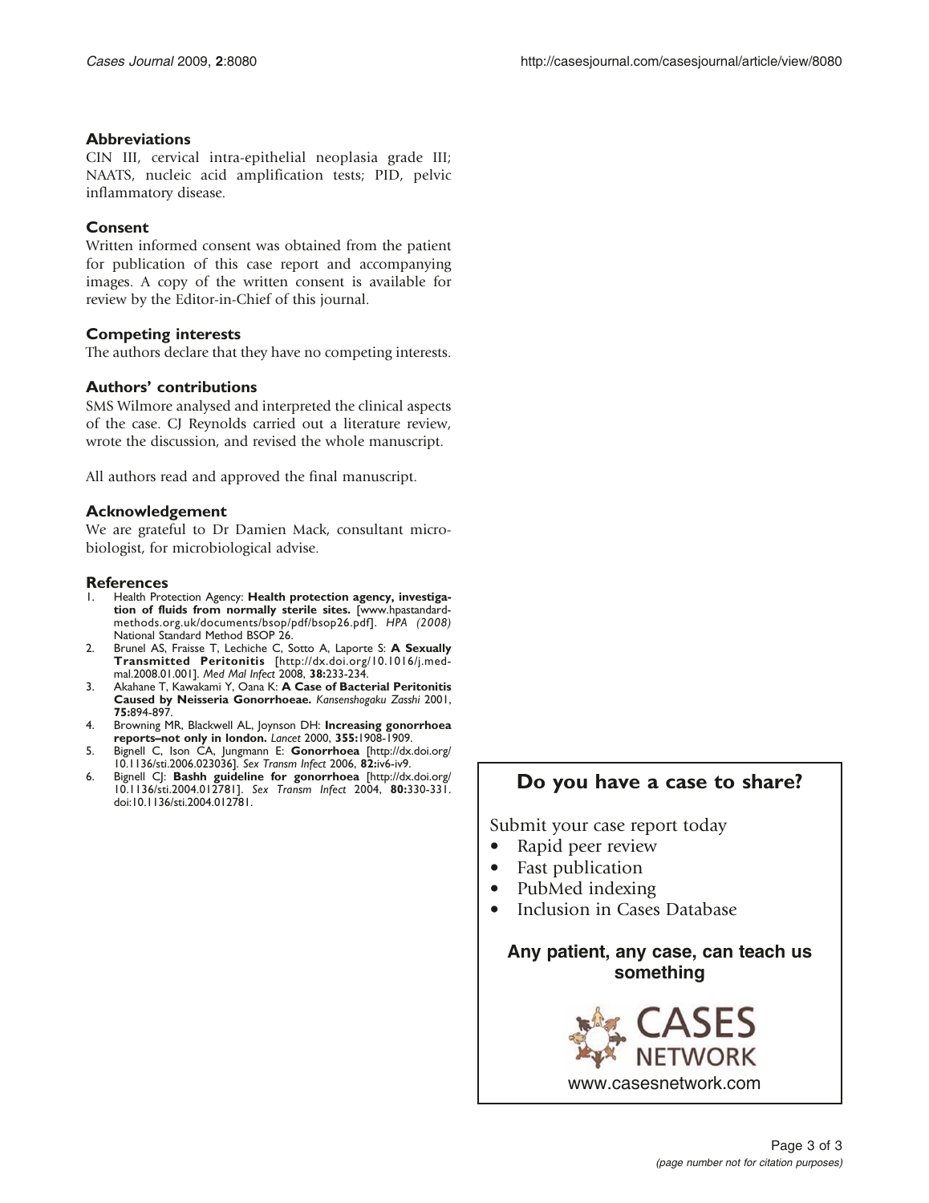## Abbreviations

CIN III, cervical intra-epithelial neoplasia grade III; NAATS, nucleic acid amplification tests; PID, pelvic inflammatory disease.

## Consent

Written informed consent was obtained from the patient for publication of this case report and accompanying images. A copy of the written consent is available for review by the Editor-in-Chief of this journal.

## Competing interests

The authors declare that they have no competing interests.

## Authors' contributions

SMS Wilmore analysed and interpreted the clinical aspects of the case. CJ Reynolds carried out a literature review, wrote the discussion, and revised the whole manuscript.

All authors read and approved the final manuscript.

## Acknowledgement

We are grateful to Dr Damien Mack, consultant microbiologist, for microbiological advise.

## References

1. Health Protection Agency: **Health protection agency, investigation of fluids from normally sterile sites.** [www.hpastandardmethods.org.uk/documents/bsop/pdf/bsop26.pdf]. *HPA (2008)* National Standard Method BSOP 26.
2. Brunel AS, Fraisse T, Lechiche C, Sotto A, Laporte S: **A Sexually Transmitted Peritonitis** [http://dx.doi.org/10.1016/j.medmal.2008.01.001]. *Med Mal Infect* 2008, **38:**233-234.
3. Akahane T, Kawakami Y, Oana K: **A Case of Bacterial Peritonitis Caused by Neisseria Gonorrhoeae.** *Kansenshogaku Zasshi* 2001, **75:**894-897.
4. Browning MR, Blackwell AL, Joynson DH: **Increasing gonorrhoea reports--not only in london.** *Lancet* 2000, **355:**1908-1909.
5. Bignell C, Ison CA, Jungmann E: **Gonorrhoea** [http://dx.doi.org/10.1136/sti.2006.023036]. *Sex Transm Infect* 2006, **82:**iv6-iv9.
6. Bignell CJ: **Bashh guideline for gonorrhoea** [http://dx.doi.org/10.1136/sti.2004.012781]. *Sex Transm Infect* 2004, **80:**330-331. doi:10.1136/sti.2004.012781.

**Do you have a case to share?**

Submit your case report today

- Rapid peer review
- Fast publication
- PubMed indexing
- Inclusion in Cases Database

**Any patient, any case, can teach us something**

CASES NETWORK

www.casesnetwork.com